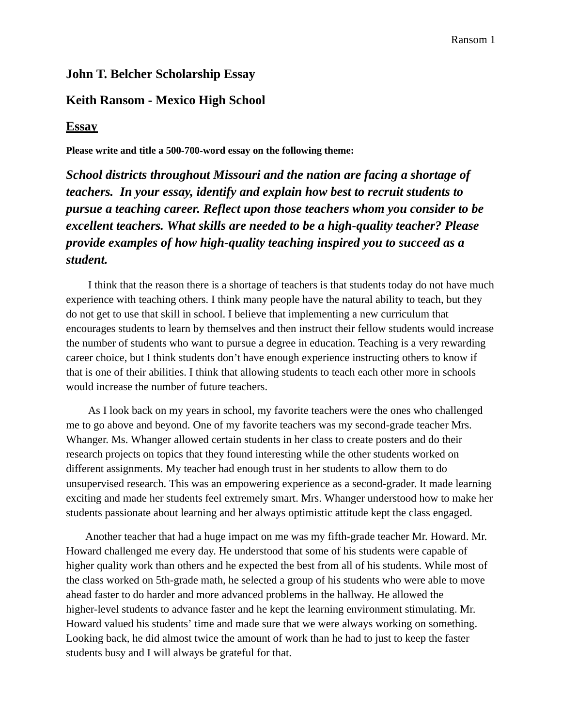## John T. Belcher Scholarship Essay

## Keith Ransom - Mexico High School

## Essay

**Please write and title a 500-700-word essay on the following theme:**

***School districts throughout Missouri and the nation are facing a shortage of teachers. In your essay, identify and explain how best to recruit students to pursue a teaching career. Reflect upon those teachers whom you consider to be excellent teachers. What skills are needed to be a high-quality teacher? Please provide examples of how high-quality teaching inspired you to succeed as a student.***

I think that the reason there is a shortage of teachers is that students today do not have much experience with teaching others. I think many people have the natural ability to teach, but they do not get to use that skill in school. I believe that implementing a new curriculum that encourages students to learn by themselves and then instruct their fellow students would increase the number of students who want to pursue a degree in education. Teaching is a very rewarding career choice, but I think students don't have enough experience instructing others to know if that is one of their abilities. I think that allowing students to teach each other more in schools would increase the number of future teachers.

As I look back on my years in school, my favorite teachers were the ones who challenged me to go above and beyond. One of my favorite teachers was my second-grade teacher Mrs. Whanger. Ms. Whanger allowed certain students in her class to create posters and do their research projects on topics that they found interesting while the other students worked on different assignments. My teacher had enough trust in her students to allow them to do unsupervised research. This was an empowering experience as a second-grader. It made learning exciting and made her students feel extremely smart. Mrs. Whanger understood how to make her students passionate about learning and her always optimistic attitude kept the class engaged.

Another teacher that had a huge impact on me was my fifth-grade teacher Mr. Howard. Mr. Howard challenged me every day. He understood that some of his students were capable of higher quality work than others and he expected the best from all of his students. While most of the class worked on 5th-grade math, he selected a group of his students who were able to move ahead faster to do harder and more advanced problems in the hallway. He allowed the higher-level students to advance faster and he kept the learning environment stimulating. Mr. Howard valued his students' time and made sure that we were always working on something. Looking back, he did almost twice the amount of work than he had to just to keep the faster students busy and I will always be grateful for that.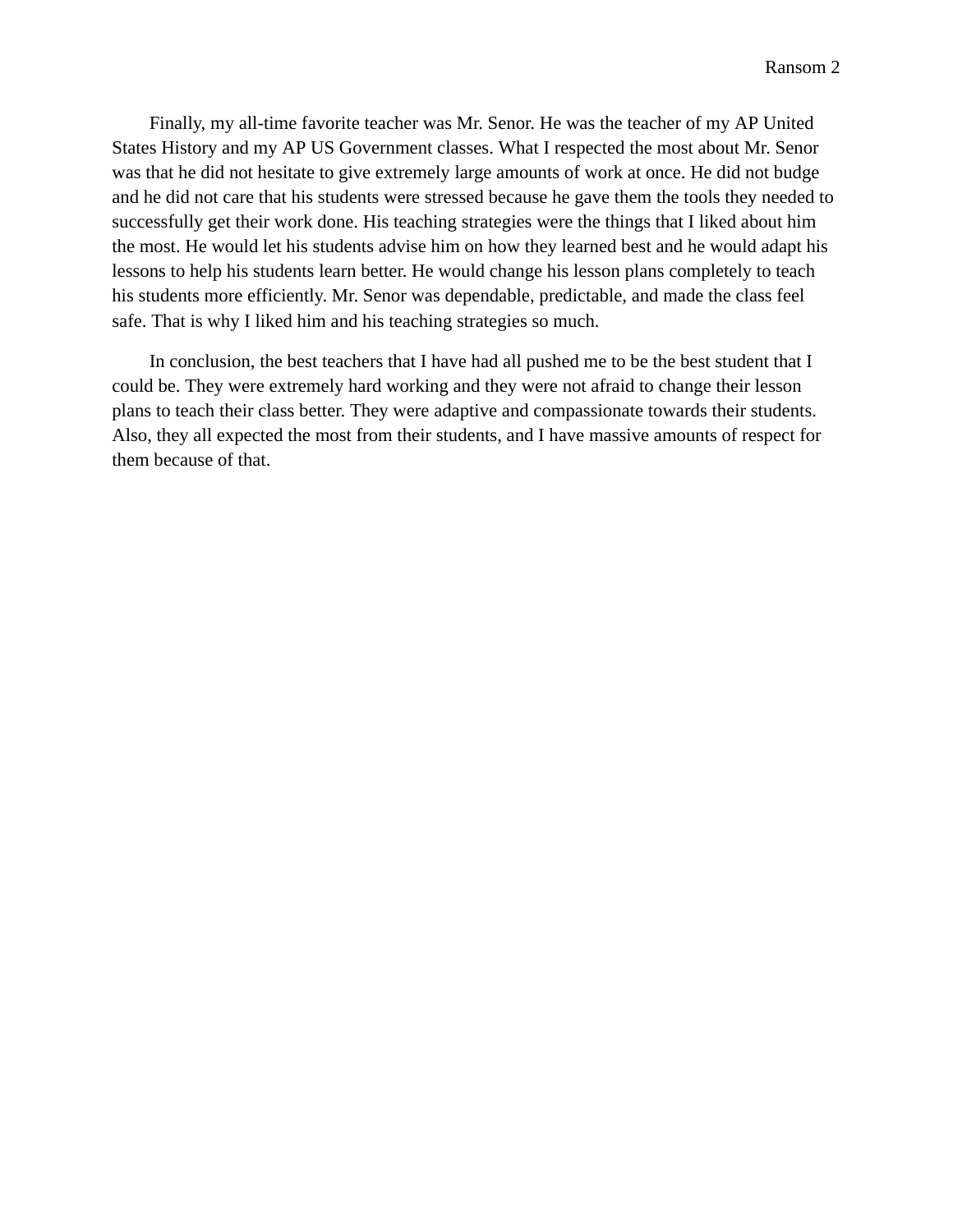Finally, my all-time favorite teacher was Mr. Senor. He was the teacher of my AP United States History and my AP US Government classes. What I respected the most about Mr. Senor was that he did not hesitate to give extremely large amounts of work at once. He did not budge and he did not care that his students were stressed because he gave them the tools they needed to successfully get their work done. His teaching strategies were the things that I liked about him the most. He would let his students advise him on how they learned best and he would adapt his lessons to help his students learn better. He would change his lesson plans completely to teach his students more efficiently. Mr. Senor was dependable, predictable, and made the class feel safe. That is why I liked him and his teaching strategies so much.

In conclusion, the best teachers that I have had all pushed me to be the best student that I could be. They were extremely hard working and they were not afraid to change their lesson plans to teach their class better. They were adaptive and compassionate towards their students. Also, they all expected the most from their students, and I have massive amounts of respect for them because of that.